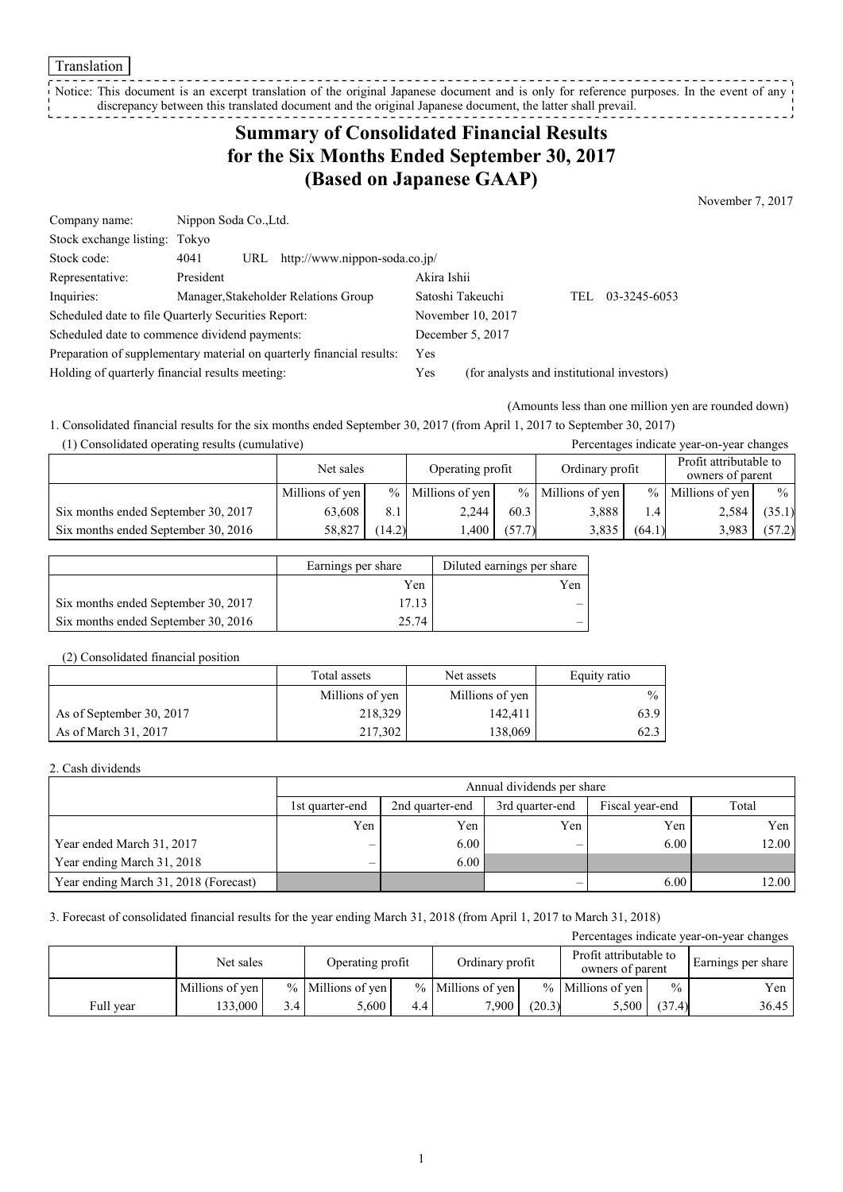Translation

Notice: This document is an excerpt translation of the original Japanese document and is only for reference purposes. In the event of any discrepancy between this translated document and the original Japanese document, the latter shall prevail.

# Summary of Consolidated Financial Results for the Six Months Ended September 30, 2017 (Based on Japanese GAAP)

November 7, 2017

| | | | | |
|---|---|---|---|---|
| Company name: | Nippon Soda Co.,Ltd. | | | |
| Stock exchange listing: | Tokyo | | | |
| Stock code: | 4041 URL http://www.nippon-soda.co.jp/ | | | |
| Representative: | President | Akira Ishii | | |
| Inquiries: | Manager,Stakeholder Relations Group | Satoshi Takeuchi | TEL | 03-3245-6053 |
| Scheduled date to file Quarterly Securities Report: | | November 10, 2017 | | |
| Scheduled date to commence dividend payments: | | December 5, 2017 | | |
| Preparation of supplementary material on quarterly financial results: | | Yes | | |
| Holding of quarterly financial results meeting: | | Yes | (for analysts and institutional investors) | |

(Amounts less than one million yen are rounded down)

1. Consolidated financial results for the six months ended September 30, 2017 (from April 1, 2017 to September 30, 2017)

(1) Consolidated operating results (cumulative)

Percentages indicate year-on-year changes

| | Net sales | | Operating profit | | Ordinary profit | | Profit attributable to owners of parent | |
|---|---|---|---|---|---|---|---|---|
| | Millions of yen | % | Millions of yen | % | Millions of yen | % | Millions of yen | % |
| Six months ended September 30, 2017 | 63,608 | 8.1 | 2,244 | 60.3 | 3,888 | 1.4 | 2,584 | (35.1) |
| Six months ended September 30, 2016 | 58,827 | (14.2) | 1,400 | (57.7) | 3,835 | (64.1) | 3,983 | (57.2) |

| | Earnings per share | Diluted earnings per share |
|---|---|---|
| | Yen | Yen |
| Six months ended September 30, 2017 | 17.13 | – |
| Six months ended September 30, 2016 | 25.74 | – |

(2) Consolidated financial position

| | Total assets | Net assets | Equity ratio |
|---|---|---|---|
| | Millions of yen | Millions of yen | % |
| As of September 30, 2017 | 218,329 | 142,411 | 63.9 |
| As of March 31, 2017 | 217,302 | 138,069 | 62.3 |

2. Cash dividends

| | Annual dividends per share | | | | |
|---|---|---|---|---|---|
| | 1st quarter-end | 2nd quarter-end | 3rd quarter-end | Fiscal year-end | Total |
| | Yen | Yen | Yen | Yen | Yen |
| Year ended March 31, 2017 | – | 6.00 | – | 6.00 | 12.00 |
| Year ending March 31, 2018 | – | 6.00 | | | |
| Year ending March 31, 2018 (Forecast) | | | – | 6.00 | 12.00 |

3. Forecast of consolidated financial results for the year ending March 31, 2018 (from April 1, 2017 to March 31, 2018)

Percentages indicate year-on-year changes

| | Net sales | | Operating profit | | Ordinary profit | | Profit attributable to owners of parent | | Earnings per share |
|---|---|---|---|---|---|---|---|---|---|
| | Millions of yen | % | Millions of yen | % | Millions of yen | % | Millions of yen | % | Yen |
| Full year | 133,000 | 3.4 | 5,600 | 4.4 | 7,900 | (20.3) | 5,500 | (37.4) | 36.45 |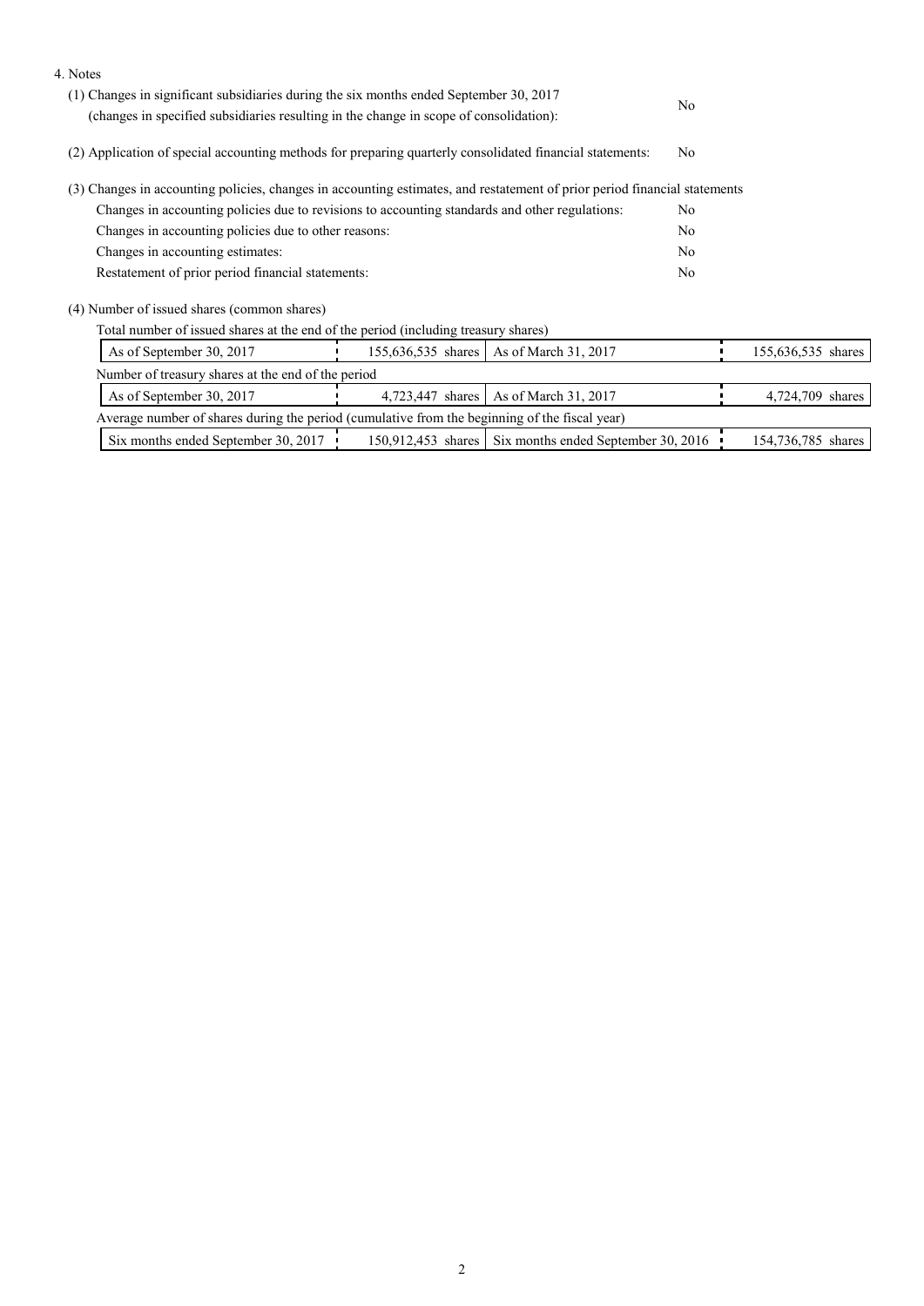4. Notes

(1) Changes in significant subsidiaries during the six months ended September 30, 2017 (changes in specified subsidiaries resulting in the change in scope of consolidation): No

(2) Application of special accounting methods for preparing quarterly consolidated financial statements: No

(3) Changes in accounting policies, changes in accounting estimates, and restatement of prior period financial statements

| | |
|---|---|
| Changes in accounting policies due to revisions to accounting standards and other regulations: | No |
| Changes in accounting policies due to other reasons: | No |
| Changes in accounting estimates: | No |
| Restatement of prior period financial statements: | No |

(4) Number of issued shares (common shares)

Total number of issued shares at the end of the period (including treasury shares)

| | | | |
|---|---|---|---|
| As of September 30, 2017 | 155,636,535 shares | As of March 31, 2017 | 155,636,535 shares |

Number of treasury shares at the end of the period

| | | | |
|---|---|---|---|
| As of September 30, 2017 | 4,723,447 shares | As of March 31, 2017 | 4,724,709 shares |

Average number of shares during the period (cumulative from the beginning of the fiscal year)

| | | | |
|---|---|---|---|
| Six months ended September 30, 2017 | 150,912,453 shares | Six months ended September 30, 2016 | 154,736,785 shares |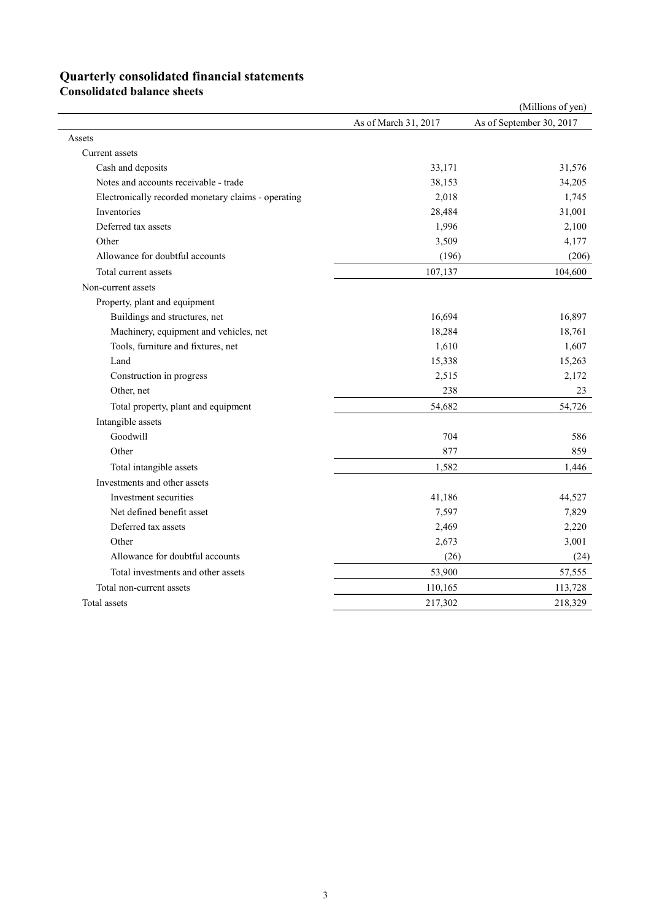# Quarterly consolidated financial statements

## Consolidated balance sheets

(Millions of yen)

| | As of March 31, 2017 | As of September 30, 2017 |
|---|---|---|
| Assets | | |
| Current assets | | |
| Cash and deposits | 33,171 | 31,576 |
| Notes and accounts receivable - trade | 38,153 | 34,205 |
| Electronically recorded monetary claims - operating | 2,018 | 1,745 |
| Inventories | 28,484 | 31,001 |
| Deferred tax assets | 1,996 | 2,100 |
| Other | 3,509 | 4,177 |
| Allowance for doubtful accounts | (196) | (206) |
| Total current assets | 107,137 | 104,600 |
| Non-current assets | | |
| Property, plant and equipment | | |
| Buildings and structures, net | 16,694 | 16,897 |
| Machinery, equipment and vehicles, net | 18,284 | 18,761 |
| Tools, furniture and fixtures, net | 1,610 | 1,607 |
| Land | 15,338 | 15,263 |
| Construction in progress | 2,515 | 2,172 |
| Other, net | 238 | 23 |
| Total property, plant and equipment | 54,682 | 54,726 |
| Intangible assets | | |
| Goodwill | 704 | 586 |
| Other | 877 | 859 |
| Total intangible assets | 1,582 | 1,446 |
| Investments and other assets | | |
| Investment securities | 41,186 | 44,527 |
| Net defined benefit asset | 7,597 | 7,829 |
| Deferred tax assets | 2,469 | 2,220 |
| Other | 2,673 | 3,001 |
| Allowance for doubtful accounts | (26) | (24) |
| Total investments and other assets | 53,900 | 57,555 |
| Total non-current assets | 110,165 | 113,728 |
| Total assets | 217,302 | 218,329 |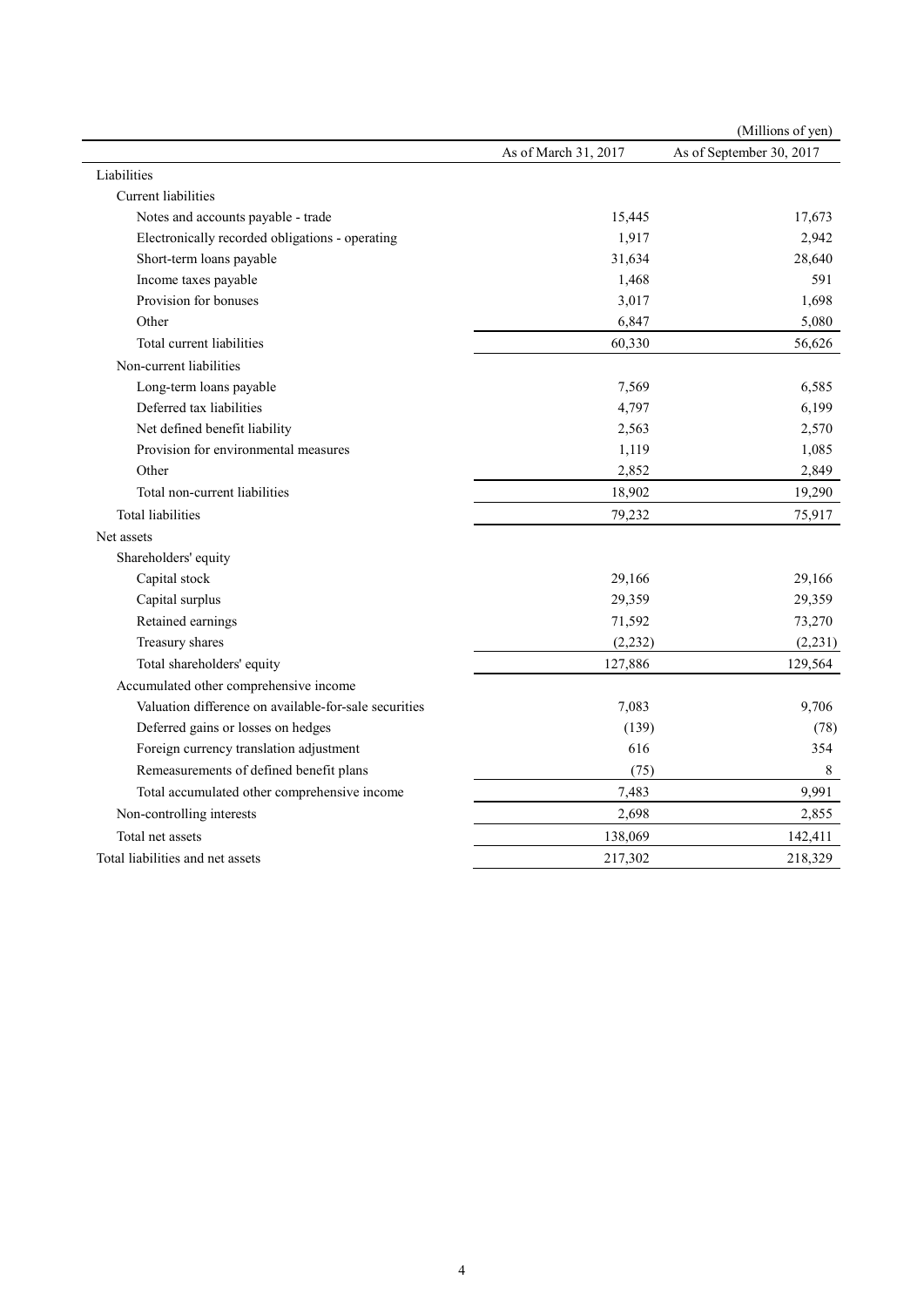(Millions of yen)

| | As of March 31, 2017 | As of September 30, 2017 |
|---|---|---|
| Liabilities | | |
| Current liabilities | | |
| Notes and accounts payable - trade | 15,445 | 17,673 |
| Electronically recorded obligations - operating | 1,917 | 2,942 |
| Short-term loans payable | 31,634 | 28,640 |
| Income taxes payable | 1,468 | 591 |
| Provision for bonuses | 3,017 | 1,698 |
| Other | 6,847 | 5,080 |
| Total current liabilities | 60,330 | 56,626 |
| Non-current liabilities | | |
| Long-term loans payable | 7,569 | 6,585 |
| Deferred tax liabilities | 4,797 | 6,199 |
| Net defined benefit liability | 2,563 | 2,570 |
| Provision for environmental measures | 1,119 | 1,085 |
| Other | 2,852 | 2,849 |
| Total non-current liabilities | 18,902 | 19,290 |
| Total liabilities | 79,232 | 75,917 |
| Net assets | | |
| Shareholders' equity | | |
| Capital stock | 29,166 | 29,166 |
| Capital surplus | 29,359 | 29,359 |
| Retained earnings | 71,592 | 73,270 |
| Treasury shares | (2,232) | (2,231) |
| Total shareholders' equity | 127,886 | 129,564 |
| Accumulated other comprehensive income | | |
| Valuation difference on available-for-sale securities | 7,083 | 9,706 |
| Deferred gains or losses on hedges | (139) | (78) |
| Foreign currency translation adjustment | 616 | 354 |
| Remeasurements of defined benefit plans | (75) | 8 |
| Total accumulated other comprehensive income | 7,483 | 9,991 |
| Non-controlling interests | 2,698 | 2,855 |
| Total net assets | 138,069 | 142,411 |
| Total liabilities and net assets | 217,302 | 218,329 |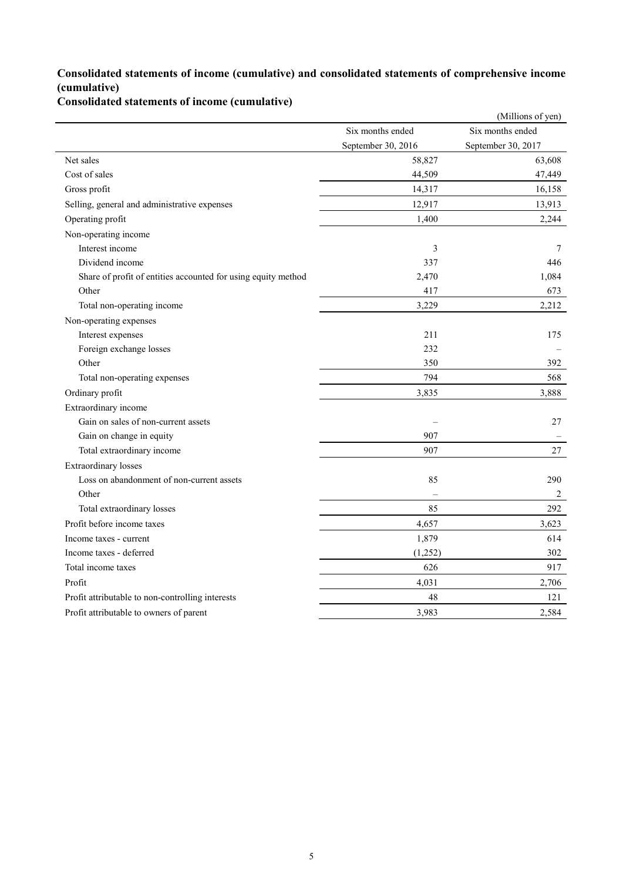## Consolidated statements of income (cumulative) and consolidated statements of comprehensive income (cumulative)

### Consolidated statements of income (cumulative)

(Millions of yen)

| | Six months ended September 30, 2016 | Six months ended September 30, 2017 |
|---|---|---|
| Net sales | 58,827 | 63,608 |
| Cost of sales | 44,509 | 47,449 |
| Gross profit | 14,317 | 16,158 |
| Selling, general and administrative expenses | 12,917 | 13,913 |
| Operating profit | 1,400 | 2,244 |
| Non-operating income | | |
| Interest income | 3 | 7 |
| Dividend income | 337 | 446 |
| Share of profit of entities accounted for using equity method | 2,470 | 1,084 |
| Other | 417 | 673 |
| Total non-operating income | 3,229 | 2,212 |
| Non-operating expenses | | |
| Interest expenses | 211 | 175 |
| Foreign exchange losses | 232 | – |
| Other | 350 | 392 |
| Total non-operating expenses | 794 | 568 |
| Ordinary profit | 3,835 | 3,888 |
| Extraordinary income | | |
| Gain on sales of non-current assets | – | 27 |
| Gain on change in equity | 907 | – |
| Total extraordinary income | 907 | 27 |
| Extraordinary losses | | |
| Loss on abandonment of non-current assets | 85 | 290 |
| Other | – | 2 |
| Total extraordinary losses | 85 | 292 |
| Profit before income taxes | 4,657 | 3,623 |
| Income taxes - current | 1,879 | 614 |
| Income taxes - deferred | (1,252) | 302 |
| Total income taxes | 626 | 917 |
| Profit | 4,031 | 2,706 |
| Profit attributable to non-controlling interests | 48 | 121 |
| Profit attributable to owners of parent | 3,983 | 2,584 |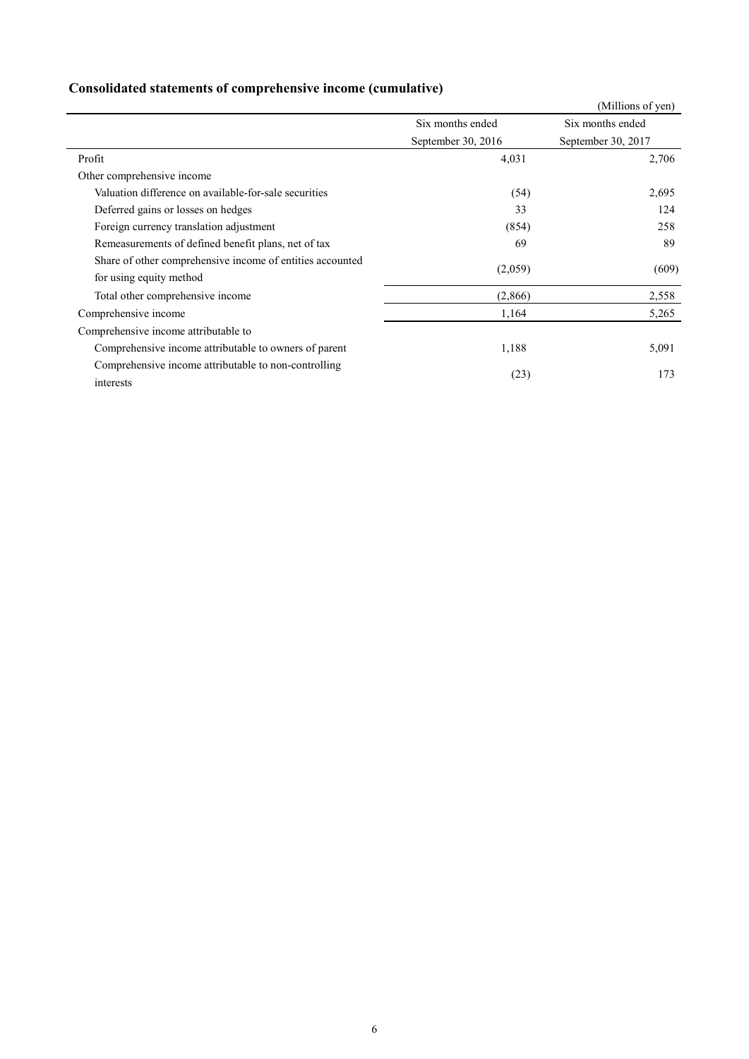## Consolidated statements of comprehensive income (cumulative)

(Millions of yen)

| | Six months ended September 30, 2016 | Six months ended September 30, 2017 |
|---|---|---|
| Profit | 4,031 | 2,706 |
| Other comprehensive income | | |
| Valuation difference on available-for-sale securities | (54) | 2,695 |
| Deferred gains or losses on hedges | 33 | 124 |
| Foreign currency translation adjustment | (854) | 258 |
| Remeasurements of defined benefit plans, net of tax | 69 | 89 |
| Share of other comprehensive income of entities accounted for using equity method | (2,059) | (609) |
| Total other comprehensive income | (2,866) | 2,558 |
| Comprehensive income | 1,164 | 5,265 |
| Comprehensive income attributable to | | |
| Comprehensive income attributable to owners of parent | 1,188 | 5,091 |
| Comprehensive income attributable to non-controlling interests | (23) | 173 |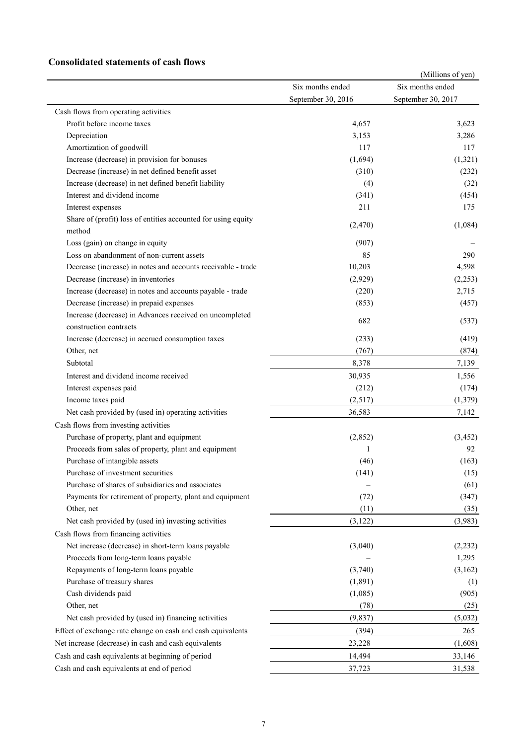## Consolidated statements of cash flows

(Millions of yen)

| | Six months ended September 30, 2016 | Six months ended September 30, 2017 |
|---|---|---|
| Cash flows from operating activities | | |
| Profit before income taxes | 4,657 | 3,623 |
| Depreciation | 3,153 | 3,286 |
| Amortization of goodwill | 117 | 117 |
| Increase (decrease) in provision for bonuses | (1,694) | (1,321) |
| Decrease (increase) in net defined benefit asset | (310) | (232) |
| Increase (decrease) in net defined benefit liability | (4) | (32) |
| Interest and dividend income | (341) | (454) |
| Interest expenses | 211 | 175 |
| Share of (profit) loss of entities accounted for using equity method | (2,470) | (1,084) |
| Loss (gain) on change in equity | (907) | – |
| Loss on abandonment of non-current assets | 85 | 290 |
| Decrease (increase) in notes and accounts receivable - trade | 10,203 | 4,598 |
| Decrease (increase) in inventories | (2,929) | (2,253) |
| Increase (decrease) in notes and accounts payable - trade | (220) | 2,715 |
| Decrease (increase) in prepaid expenses | (853) | (457) |
| Increase (decrease) in Advances received on uncompleted construction contracts | 682 | (537) |
| Increase (decrease) in accrued consumption taxes | (233) | (419) |
| Other, net | (767) | (874) |
| Subtotal | 8,378 | 7,139 |
| Interest and dividend income received | 30,935 | 1,556 |
| Interest expenses paid | (212) | (174) |
| Income taxes paid | (2,517) | (1,379) |
| Net cash provided by (used in) operating activities | 36,583 | 7,142 |
| Cash flows from investing activities | | |
| Purchase of property, plant and equipment | (2,852) | (3,452) |
| Proceeds from sales of property, plant and equipment | 1 | 92 |
| Purchase of intangible assets | (46) | (163) |
| Purchase of investment securities | (141) | (15) |
| Purchase of shares of subsidiaries and associates | – | (61) |
| Payments for retirement of property, plant and equipment | (72) | (347) |
| Other, net | (11) | (35) |
| Net cash provided by (used in) investing activities | (3,122) | (3,983) |
| Cash flows from financing activities | | |
| Net increase (decrease) in short-term loans payable | (3,040) | (2,232) |
| Proceeds from long-term loans payable | – | 1,295 |
| Repayments of long-term loans payable | (3,740) | (3,162) |
| Purchase of treasury shares | (1,891) | (1) |
| Cash dividends paid | (1,085) | (905) |
| Other, net | (78) | (25) |
| Net cash provided by (used in) financing activities | (9,837) | (5,032) |
| Effect of exchange rate change on cash and cash equivalents | (394) | 265 |
| Net increase (decrease) in cash and cash equivalents | 23,228 | (1,608) |
| Cash and cash equivalents at beginning of period | 14,494 | 33,146 |
| Cash and cash equivalents at end of period | 37,723 | 31,538 |